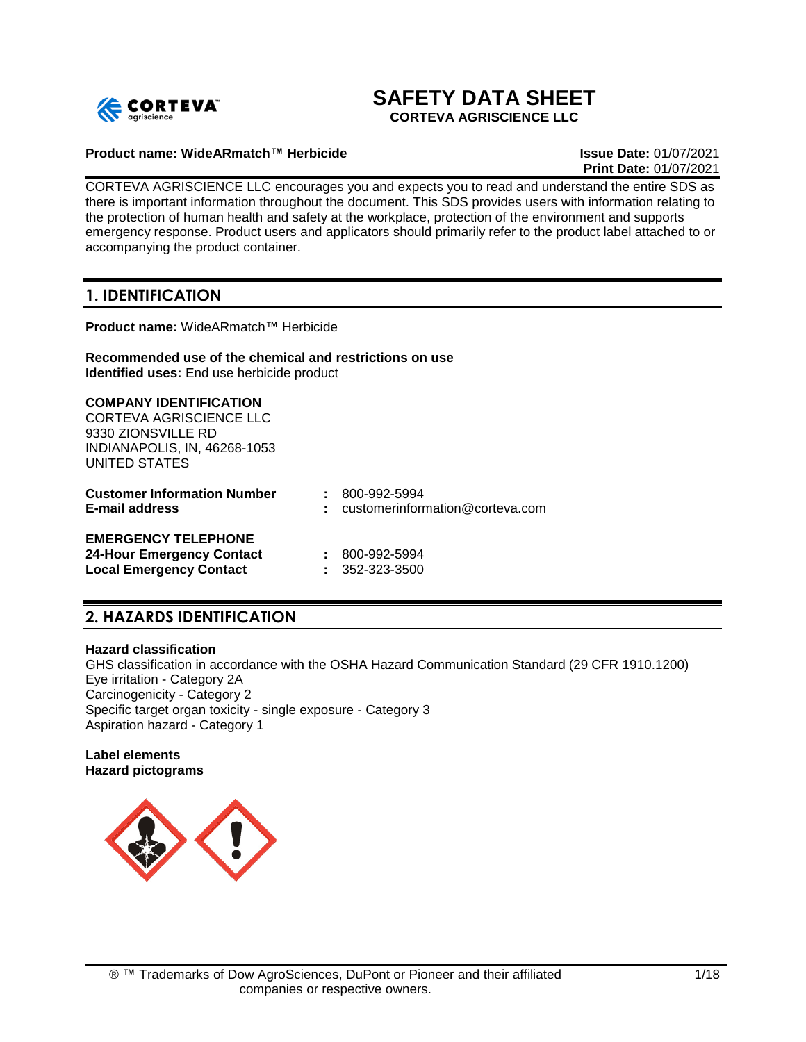# SAFETY DATA SHEET

**CORTEVA AGRISCIENCE LLC**

**Product name: WideARmatch™ Herbicide**

**Issue Date:** 01/07/2021
**Print Date:** 01/07/2021

CORTEVA AGRISCIENCE LLC encourages you and expects you to read and understand the entire SDS as there is important information throughout the document. This SDS provides users with information relating to the protection of human health and safety at the workplace, protection of the environment and supports emergency response. Product users and applicators should primarily refer to the product label attached to or accompanying the product container.

## 1. IDENTIFICATION

**Product name:** WideARmatch™ Herbicide

**Recommended use of the chemical and restrictions on use**
**Identified uses:** End use herbicide product

**COMPANY IDENTIFICATION**
CORTEVA AGRISCIENCE LLC
9330 ZIONSVILLE RD
INDIANAPOLIS, IN, 46268-1053
UNITED STATES

**Customer Information Number** : 800-992-5994
**E-mail address** : customerinformation@corteva.com

**EMERGENCY TELEPHONE**
**24-Hour Emergency Contact** : 800-992-5994
**Local Emergency Contact** : 352-323-3500

## 2. HAZARDS IDENTIFICATION

**Hazard classification**
GHS classification in accordance with the OSHA Hazard Communication Standard (29 CFR 1910.1200)
Eye irritation - Category 2A
Carcinogenicity - Category 2
Specific target organ toxicity - single exposure - Category 3
Aspiration hazard - Category 1

**Label elements**
**Hazard pictograms**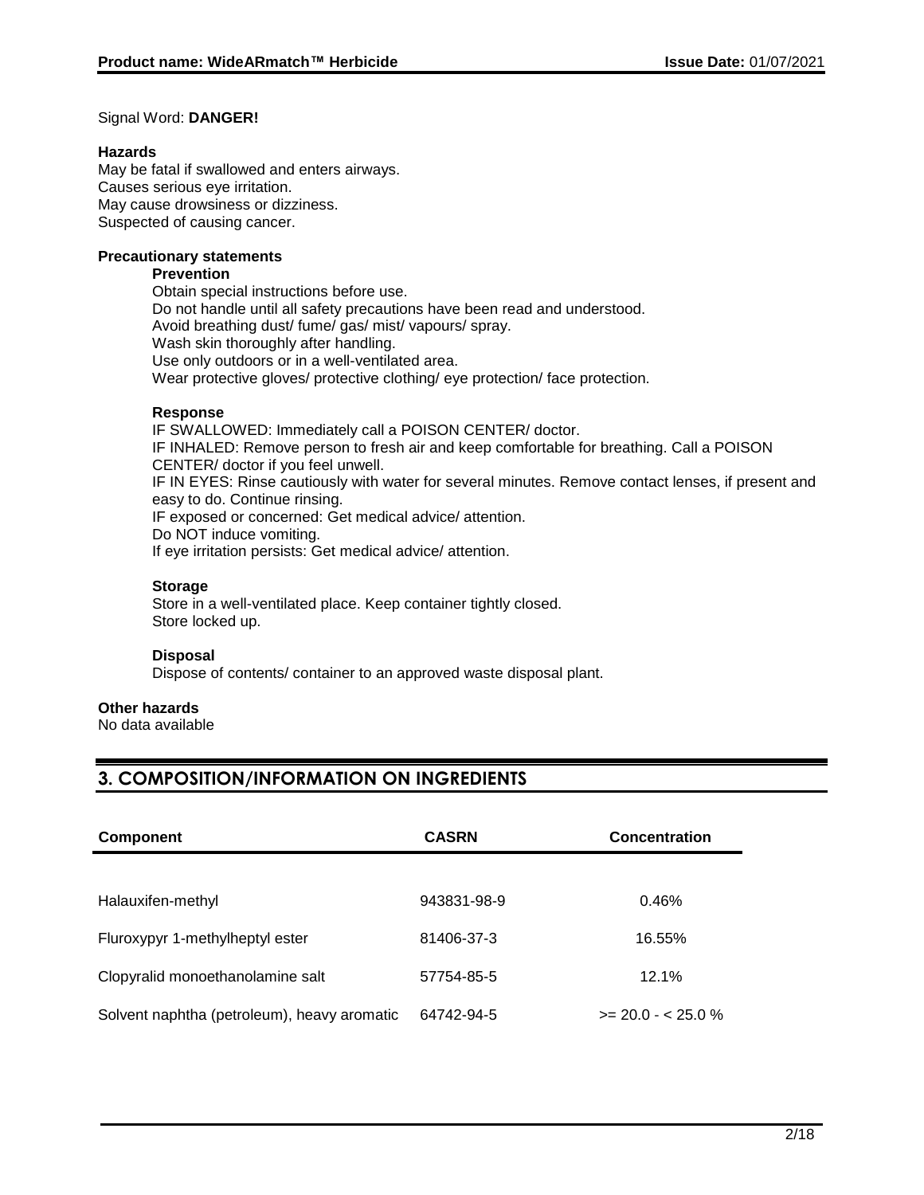Signal Word: **DANGER!**

**Hazards**

May be fatal if swallowed and enters airways.
Causes serious eye irritation.
May cause drowsiness or dizziness.
Suspected of causing cancer.

**Precautionary statements**

**Prevention**

Obtain special instructions before use.
Do not handle until all safety precautions have been read and understood.
Avoid breathing dust/ fume/ gas/ mist/ vapours/ spray.
Wash skin thoroughly after handling.
Use only outdoors or in a well-ventilated area.
Wear protective gloves/ protective clothing/ eye protection/ face protection.

**Response**

IF SWALLOWED: Immediately call a POISON CENTER/ doctor.
IF INHALED: Remove person to fresh air and keep comfortable for breathing. Call a POISON CENTER/ doctor if you feel unwell.
IF IN EYES: Rinse cautiously with water for several minutes. Remove contact lenses, if present and easy to do. Continue rinsing.
IF exposed or concerned: Get medical advice/ attention.
Do NOT induce vomiting.
If eye irritation persists: Get medical advice/ attention.

**Storage**

Store in a well-ventilated place. Keep container tightly closed.
Store locked up.

**Disposal**

Dispose of contents/ container to an approved waste disposal plant.

**Other hazards**

No data available

## 3. COMPOSITION/INFORMATION ON INGREDIENTS

| Component | CASRN | Concentration |
|---|---|---|
| Halauxifen-methyl | 943831-98-9 | 0.46% |
| Fluroxypyr 1-methylheptyl ester | 81406-37-3 | 16.55% |
| Clopyralid monoethanolamine salt | 57754-85-5 | 12.1% |
| Solvent naphtha (petroleum), heavy aromatic | 64742-94-5 | >= 20.0 - < 25.0 % |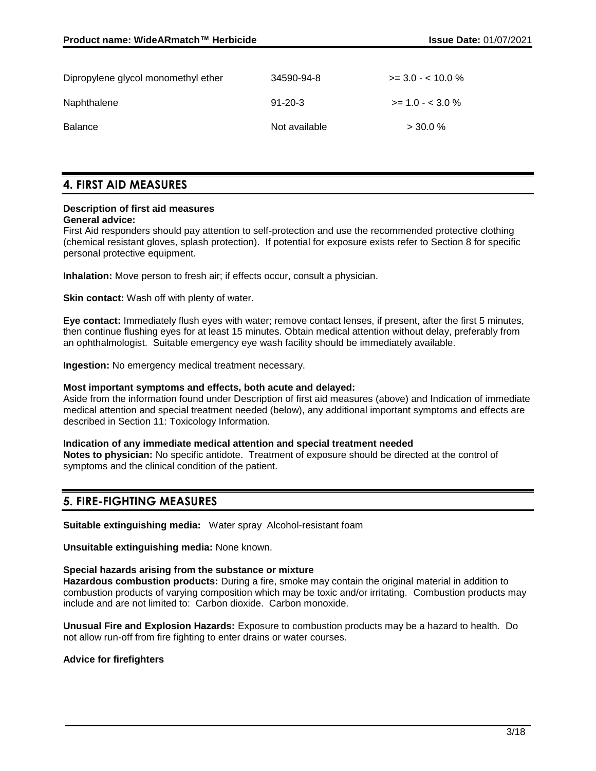| | | |
|---|---|---|
| Dipropylene glycol monomethyl ether | 34590-94-8 | >= 3.0 - < 10.0 % |
| Naphthalene | 91-20-3 | >= 1.0 - < 3.0 % |
| Balance | Not available | > 30.0 % |

## 4. FIRST AID MEASURES

**Description of first aid measures**

**General advice:**
First Aid responders should pay attention to self-protection and use the recommended protective clothing (chemical resistant gloves, splash protection). If potential for exposure exists refer to Section 8 for specific personal protective equipment.

**Inhalation:** Move person to fresh air; if effects occur, consult a physician.

**Skin contact:** Wash off with plenty of water.

**Eye contact:** Immediately flush eyes with water; remove contact lenses, if present, after the first 5 minutes, then continue flushing eyes for at least 15 minutes. Obtain medical attention without delay, preferably from an ophthalmologist. Suitable emergency eye wash facility should be immediately available.

**Ingestion:** No emergency medical treatment necessary.

**Most important symptoms and effects, both acute and delayed:**
Aside from the information found under Description of first aid measures (above) and Indication of immediate medical attention and special treatment needed (below), any additional important symptoms and effects are described in Section 11: Toxicology Information.

**Indication of any immediate medical attention and special treatment needed**
**Notes to physician:** No specific antidote. Treatment of exposure should be directed at the control of symptoms and the clinical condition of the patient.

## 5. FIRE-FIGHTING MEASURES

**Suitable extinguishing media:** Water spray Alcohol-resistant foam

**Unsuitable extinguishing media:** None known.

**Special hazards arising from the substance or mixture**
**Hazardous combustion products:** During a fire, smoke may contain the original material in addition to combustion products of varying composition which may be toxic and/or irritating. Combustion products may include and are not limited to: Carbon dioxide. Carbon monoxide.

**Unusual Fire and Explosion Hazards:** Exposure to combustion products may be a hazard to health. Do not allow run-off from fire fighting to enter drains or water courses.

**Advice for firefighters**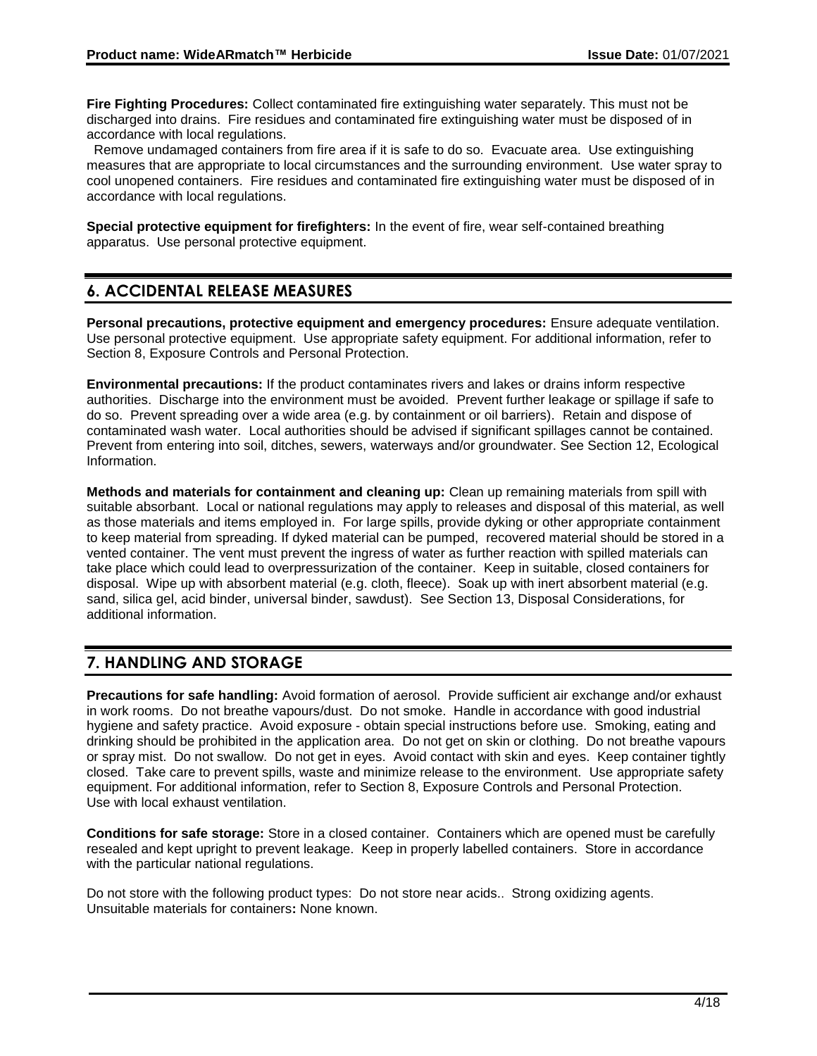**Fire Fighting Procedures:** Collect contaminated fire extinguishing water separately. This must not be discharged into drains. Fire residues and contaminated fire extinguishing water must be disposed of in accordance with local regulations.

Remove undamaged containers from fire area if it is safe to do so. Evacuate area. Use extinguishing measures that are appropriate to local circumstances and the surrounding environment. Use water spray to cool unopened containers. Fire residues and contaminated fire extinguishing water must be disposed of in accordance with local regulations.

**Special protective equipment for firefighters:** In the event of fire, wear self-contained breathing apparatus. Use personal protective equipment.

## 6. ACCIDENTAL RELEASE MEASURES

**Personal precautions, protective equipment and emergency procedures:** Ensure adequate ventilation. Use personal protective equipment. Use appropriate safety equipment. For additional information, refer to Section 8, Exposure Controls and Personal Protection.

**Environmental precautions:** If the product contaminates rivers and lakes or drains inform respective authorities. Discharge into the environment must be avoided. Prevent further leakage or spillage if safe to do so. Prevent spreading over a wide area (e.g. by containment or oil barriers). Retain and dispose of contaminated wash water. Local authorities should be advised if significant spillages cannot be contained. Prevent from entering into soil, ditches, sewers, waterways and/or groundwater. See Section 12, Ecological Information.

**Methods and materials for containment and cleaning up:** Clean up remaining materials from spill with suitable absorbant. Local or national regulations may apply to releases and disposal of this material, as well as those materials and items employed in. For large spills, provide dyking or other appropriate containment to keep material from spreading. If dyked material can be pumped, recovered material should be stored in a vented container. The vent must prevent the ingress of water as further reaction with spilled materials can take place which could lead to overpressurization of the container. Keep in suitable, closed containers for disposal. Wipe up with absorbent material (e.g. cloth, fleece). Soak up with inert absorbent material (e.g. sand, silica gel, acid binder, universal binder, sawdust). See Section 13, Disposal Considerations, for additional information.

## 7. HANDLING AND STORAGE

**Precautions for safe handling:** Avoid formation of aerosol. Provide sufficient air exchange and/or exhaust in work rooms. Do not breathe vapours/dust. Do not smoke. Handle in accordance with good industrial hygiene and safety practice. Avoid exposure - obtain special instructions before use. Smoking, eating and drinking should be prohibited in the application area. Do not get on skin or clothing. Do not breathe vapours or spray mist. Do not swallow. Do not get in eyes. Avoid contact with skin and eyes. Keep container tightly closed. Take care to prevent spills, waste and minimize release to the environment. Use appropriate safety equipment. For additional information, refer to Section 8, Exposure Controls and Personal Protection. Use with local exhaust ventilation.

**Conditions for safe storage:** Store in a closed container. Containers which are opened must be carefully resealed and kept upright to prevent leakage. Keep in properly labelled containers. Store in accordance with the particular national regulations.

Do not store with the following product types: Do not store near acids.. Strong oxidizing agents.
Unsuitable materials for containers**:** None known.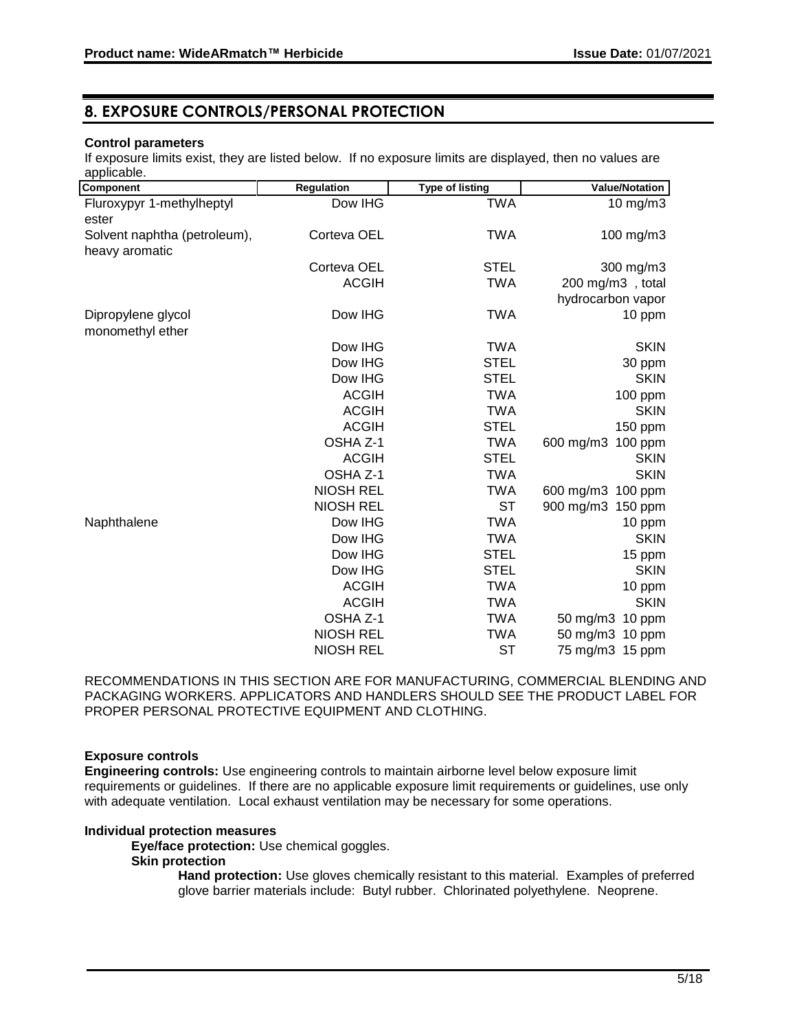## 8. EXPOSURE CONTROLS/PERSONAL PROTECTION

**Control parameters**

If exposure limits exist, they are listed below. If no exposure limits are displayed, then no values are applicable.

| Component | Regulation | Type of listing | Value/Notation |
|---|---|---|---|
| Fluroxypyr 1-methylheptyl ester | Dow IHG | TWA | 10 mg/m3 |
| Solvent naphtha (petroleum), heavy aromatic | Corteva OEL | TWA | 100 mg/m3 |
| | Corteva OEL | STEL | 300 mg/m3 |
| | ACGIH | TWA | 200 mg/m3 , total hydrocarbon vapor |
| Dipropylene glycol monomethyl ether | Dow IHG | TWA | 10 ppm |
| | Dow IHG | TWA | SKIN |
| | Dow IHG | STEL | 30 ppm |
| | Dow IHG | STEL | SKIN |
| | ACGIH | TWA | 100 ppm |
| | ACGIH | TWA | SKIN |
| | ACGIH | STEL | 150 ppm |
| | OSHA Z-1 | TWA | 600 mg/m3 100 ppm |
| | ACGIH | STEL | SKIN |
| | OSHA Z-1 | TWA | SKIN |
| | NIOSH REL | TWA | 600 mg/m3 100 ppm |
| | NIOSH REL | ST | 900 mg/m3 150 ppm |
| Naphthalene | Dow IHG | TWA | 10 ppm |
| | Dow IHG | TWA | SKIN |
| | Dow IHG | STEL | 15 ppm |
| | Dow IHG | STEL | SKIN |
| | ACGIH | TWA | 10 ppm |
| | ACGIH | TWA | SKIN |
| | OSHA Z-1 | TWA | 50 mg/m3 10 ppm |
| | NIOSH REL | TWA | 50 mg/m3 10 ppm |
| | NIOSH REL | ST | 75 mg/m3 15 ppm |

RECOMMENDATIONS IN THIS SECTION ARE FOR MANUFACTURING, COMMERCIAL BLENDING AND PACKAGING WORKERS. APPLICATORS AND HANDLERS SHOULD SEE THE PRODUCT LABEL FOR PROPER PERSONAL PROTECTIVE EQUIPMENT AND CLOTHING.

**Exposure controls**

**Engineering controls:** Use engineering controls to maintain airborne level below exposure limit requirements or guidelines. If there are no applicable exposure limit requirements or guidelines, use only with adequate ventilation. Local exhaust ventilation may be necessary for some operations.

**Individual protection measures**

**Eye/face protection:** Use chemical goggles.

**Skin protection**

**Hand protection:** Use gloves chemically resistant to this material. Examples of preferred glove barrier materials include: Butyl rubber. Chlorinated polyethylene. Neoprene.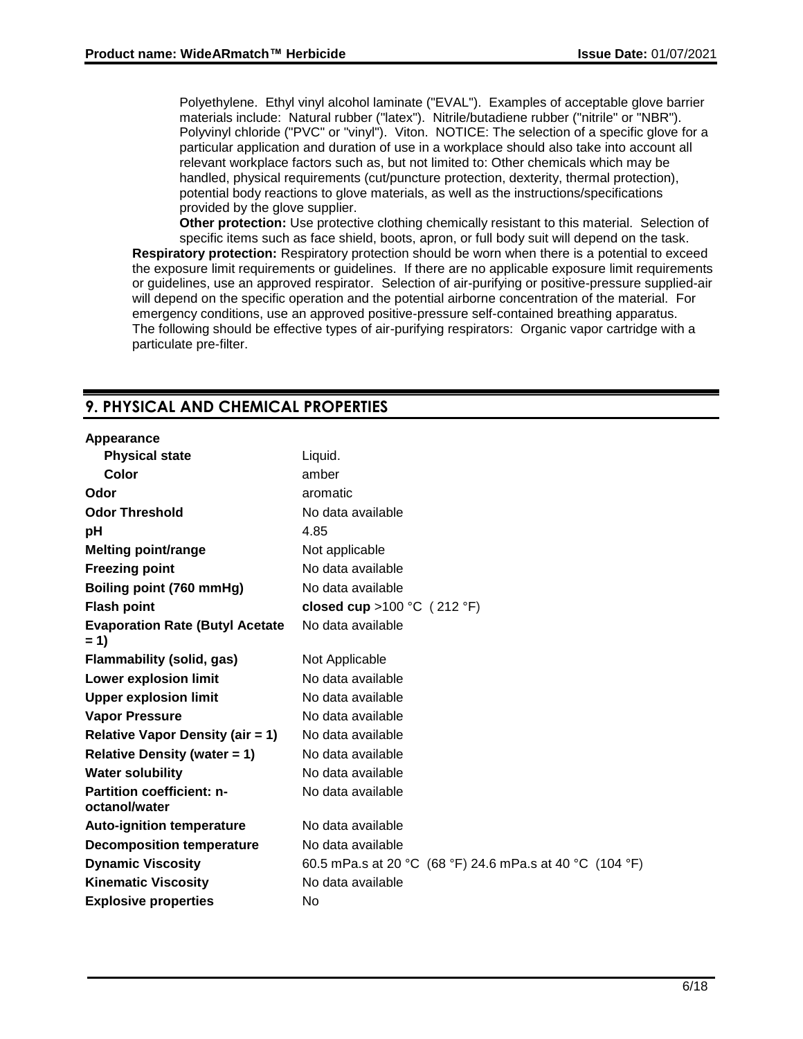Polyethylene. Ethyl vinyl alcohol laminate ("EVAL"). Examples of acceptable glove barrier materials include: Natural rubber ("latex"). Nitrile/butadiene rubber ("nitrile" or "NBR"). Polyvinyl chloride ("PVC" or "vinyl"). Viton. NOTICE: The selection of a specific glove for a particular application and duration of use in a workplace should also take into account all relevant workplace factors such as, but not limited to: Other chemicals which may be handled, physical requirements (cut/puncture protection, dexterity, thermal protection), potential body reactions to glove materials, as well as the instructions/specifications provided by the glove supplier.

**Other protection:** Use protective clothing chemically resistant to this material. Selection of specific items such as face shield, boots, apron, or full body suit will depend on the task.

**Respiratory protection:** Respiratory protection should be worn when there is a potential to exceed the exposure limit requirements or guidelines. If there are no applicable exposure limit requirements or guidelines, use an approved respirator. Selection of air-purifying or positive-pressure supplied-air will depend on the specific operation and the potential airborne concentration of the material. For emergency conditions, use an approved positive-pressure self-contained breathing apparatus.
The following should be effective types of air-purifying respirators: Organic vapor cartridge with a particulate pre-filter.

## 9. PHYSICAL AND CHEMICAL PROPERTIES

| Property | Value |
|---|---|
| **Appearance** | |
| **Physical state** | Liquid. |
| **Color** | amber |
| **Odor** | aromatic |
| **Odor Threshold** | No data available |
| **pH** | 4.85 |
| **Melting point/range** | Not applicable |
| **Freezing point** | No data available |
| **Boiling point (760 mmHg)** | No data available |
| **Flash point** | **closed cup** >100 °C ( 212 °F) |
| **Evaporation Rate (Butyl Acetate = 1)** | No data available |
| **Flammability (solid, gas)** | Not Applicable |
| **Lower explosion limit** | No data available |
| **Upper explosion limit** | No data available |
| **Vapor Pressure** | No data available |
| **Relative Vapor Density (air = 1)** | No data available |
| **Relative Density (water = 1)** | No data available |
| **Water solubility** | No data available |
| **Partition coefficient: n-octanol/water** | No data available |
| **Auto-ignition temperature** | No data available |
| **Decomposition temperature** | No data available |
| **Dynamic Viscosity** | 60.5 mPa.s at 20 °C (68 °F) 24.6 mPa.s at 40 °C (104 °F) |
| **Kinematic Viscosity** | No data available |
| **Explosive properties** | No |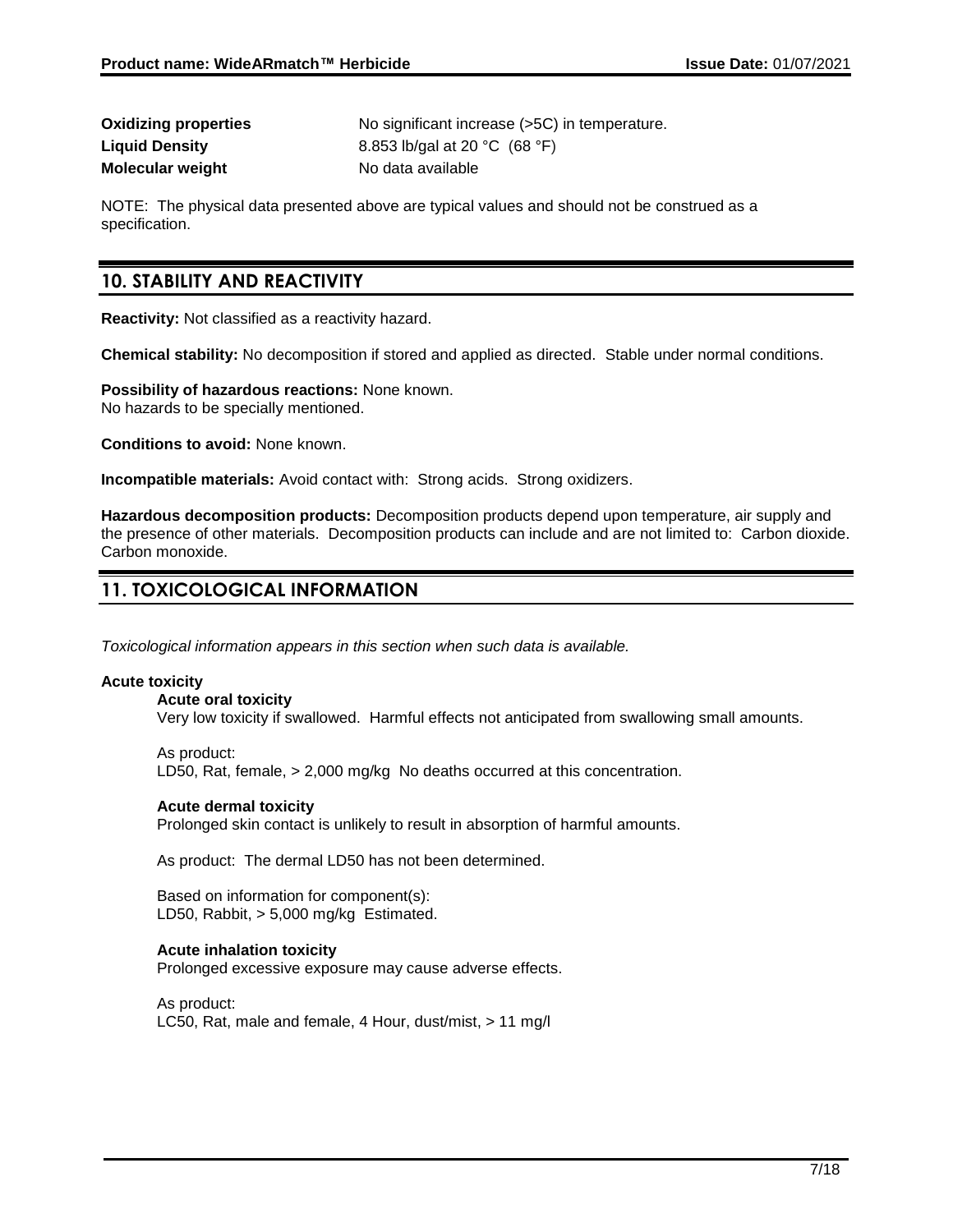| | |
|---|---|
| **Oxidizing properties** | No significant increase (>5C) in temperature. |
| **Liquid Density** | 8.853 lb/gal at 20 °C (68 °F) |
| **Molecular weight** | No data available |

NOTE: The physical data presented above are typical values and should not be construed as a specification.

## 10. STABILITY AND REACTIVITY

**Reactivity:** Not classified as a reactivity hazard.

**Chemical stability:** No decomposition if stored and applied as directed. Stable under normal conditions.

**Possibility of hazardous reactions:** None known.
No hazards to be specially mentioned.

**Conditions to avoid:** None known.

**Incompatible materials:** Avoid contact with: Strong acids. Strong oxidizers.

**Hazardous decomposition products:** Decomposition products depend upon temperature, air supply and the presence of other materials. Decomposition products can include and are not limited to: Carbon dioxide. Carbon monoxide.

## 11. TOXICOLOGICAL INFORMATION

*Toxicological information appears in this section when such data is available.*

**Acute toxicity**

**Acute oral toxicity**
Very low toxicity if swallowed. Harmful effects not anticipated from swallowing small amounts.

As product:
LD50, Rat, female, > 2,000 mg/kg No deaths occurred at this concentration.

**Acute dermal toxicity**
Prolonged skin contact is unlikely to result in absorption of harmful amounts.

As product: The dermal LD50 has not been determined.

Based on information for component(s):
LD50, Rabbit, > 5,000 mg/kg Estimated.

**Acute inhalation toxicity**
Prolonged excessive exposure may cause adverse effects.

As product:
LC50, Rat, male and female, 4 Hour, dust/mist, > 11 mg/l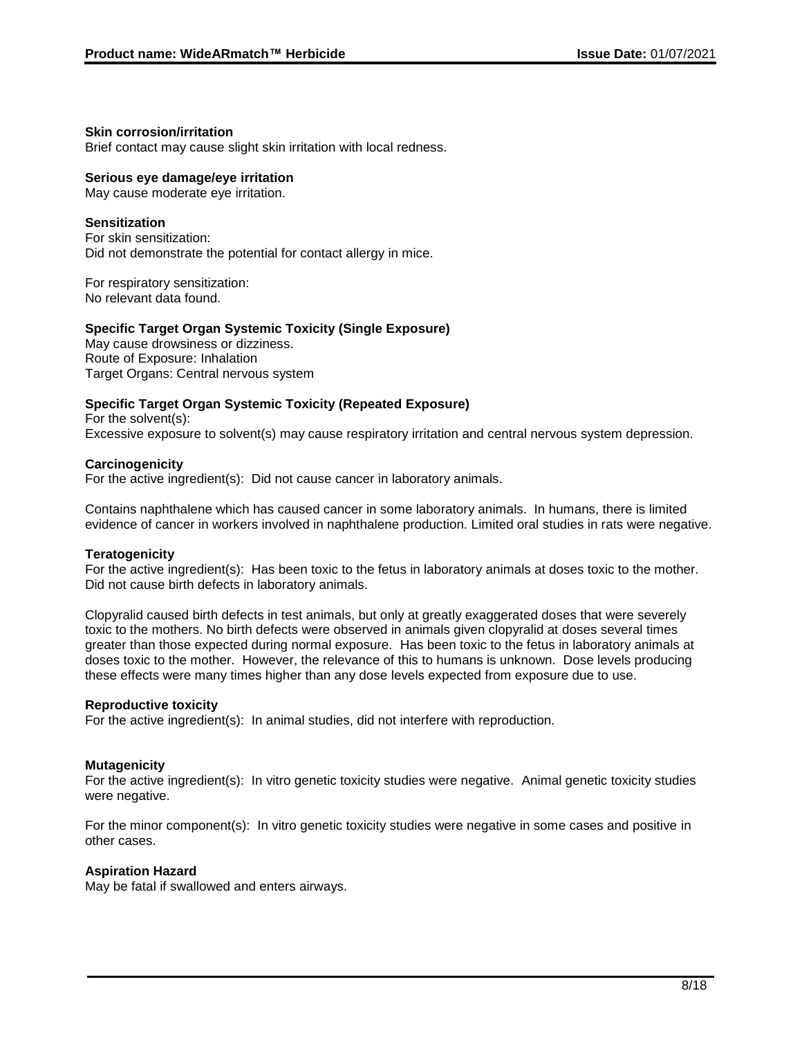**Skin corrosion/irritation**

Brief contact may cause slight skin irritation with local redness.

**Serious eye damage/eye irritation**

May cause moderate eye irritation.

**Sensitization**

For skin sensitization:
Did not demonstrate the potential for contact allergy in mice.

For respiratory sensitization:
No relevant data found.

**Specific Target Organ Systemic Toxicity (Single Exposure)**

May cause drowsiness or dizziness.
Route of Exposure: Inhalation
Target Organs: Central nervous system

**Specific Target Organ Systemic Toxicity (Repeated Exposure)**

For the solvent(s):
Excessive exposure to solvent(s) may cause respiratory irritation and central nervous system depression.

**Carcinogenicity**

For the active ingredient(s): Did not cause cancer in laboratory animals.

Contains naphthalene which has caused cancer in some laboratory animals. In humans, there is limited evidence of cancer in workers involved in naphthalene production. Limited oral studies in rats were negative.

**Teratogenicity**

For the active ingredient(s): Has been toxic to the fetus in laboratory animals at doses toxic to the mother. Did not cause birth defects in laboratory animals.

Clopyralid caused birth defects in test animals, but only at greatly exaggerated doses that were severely toxic to the mothers. No birth defects were observed in animals given clopyralid at doses several times greater than those expected during normal exposure. Has been toxic to the fetus in laboratory animals at doses toxic to the mother. However, the relevance of this to humans is unknown. Dose levels producing these effects were many times higher than any dose levels expected from exposure due to use.

**Reproductive toxicity**

For the active ingredient(s): In animal studies, did not interfere with reproduction.

**Mutagenicity**

For the active ingredient(s): In vitro genetic toxicity studies were negative. Animal genetic toxicity studies were negative.

For the minor component(s): In vitro genetic toxicity studies were negative in some cases and positive in other cases.

**Aspiration Hazard**

May be fatal if swallowed and enters airways.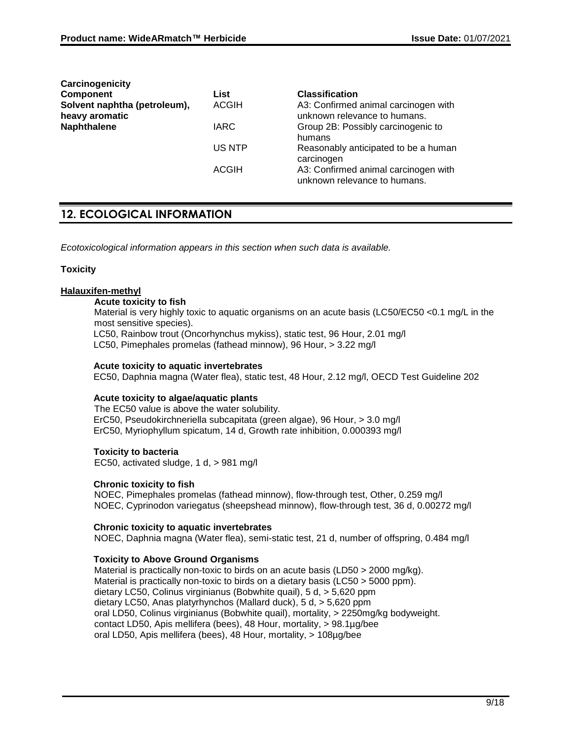**Carcinogenicity**

| Component | List | Classification |
|---|---|---|
| Solvent naphtha (petroleum), heavy aromatic | ACGIH | A3: Confirmed animal carcinogen with unknown relevance to humans. |
| Naphthalene | IARC | Group 2B: Possibly carcinogenic to humans |
| | US NTP | Reasonably anticipated to be a human carcinogen |
| | ACGIH | A3: Confirmed animal carcinogen with unknown relevance to humans. |

## 12. ECOLOGICAL INFORMATION

*Ecotoxicological information appears in this section when such data is available.*

**Toxicity**

**Halauxifen-methyl**

**Acute toxicity to fish**

Material is very highly toxic to aquatic organisms on an acute basis (LC50/EC50 <0.1 mg/L in the most sensitive species).
LC50, Rainbow trout (Oncorhynchus mykiss), static test, 96 Hour, 2.01 mg/l
LC50, Pimephales promelas (fathead minnow), 96 Hour, > 3.22 mg/l

**Acute toxicity to aquatic invertebrates**

EC50, Daphnia magna (Water flea), static test, 48 Hour, 2.12 mg/l, OECD Test Guideline 202

**Acute toxicity to algae/aquatic plants**

The EC50 value is above the water solubility.
ErC50, Pseudokirchneriella subcapitata (green algae), 96 Hour, > 3.0 mg/l
ErC50, Myriophyllum spicatum, 14 d, Growth rate inhibition, 0.000393 mg/l

**Toxicity to bacteria**

EC50, activated sludge, 1 d, > 981 mg/l

**Chronic toxicity to fish**

NOEC, Pimephales promelas (fathead minnow), flow-through test, Other, 0.259 mg/l
NOEC, Cyprinodon variegatus (sheepshead minnow), flow-through test, 36 d, 0.00272 mg/l

**Chronic toxicity to aquatic invertebrates**

NOEC, Daphnia magna (Water flea), semi-static test, 21 d, number of offspring, 0.484 mg/l

**Toxicity to Above Ground Organisms**

Material is practically non-toxic to birds on an acute basis (LD50 > 2000 mg/kg).
Material is practically non-toxic to birds on a dietary basis (LC50 > 5000 ppm).
dietary LC50, Colinus virginianus (Bobwhite quail), 5 d, > 5,620 ppm
dietary LC50, Anas platyrhynchos (Mallard duck), 5 d, > 5,620 ppm
oral LD50, Colinus virginianus (Bobwhite quail), mortality, > 2250mg/kg bodyweight.
contact LD50, Apis mellifera (bees), 48 Hour, mortality, > 98.1µg/bee
oral LD50, Apis mellifera (bees), 48 Hour, mortality, > 108µg/bee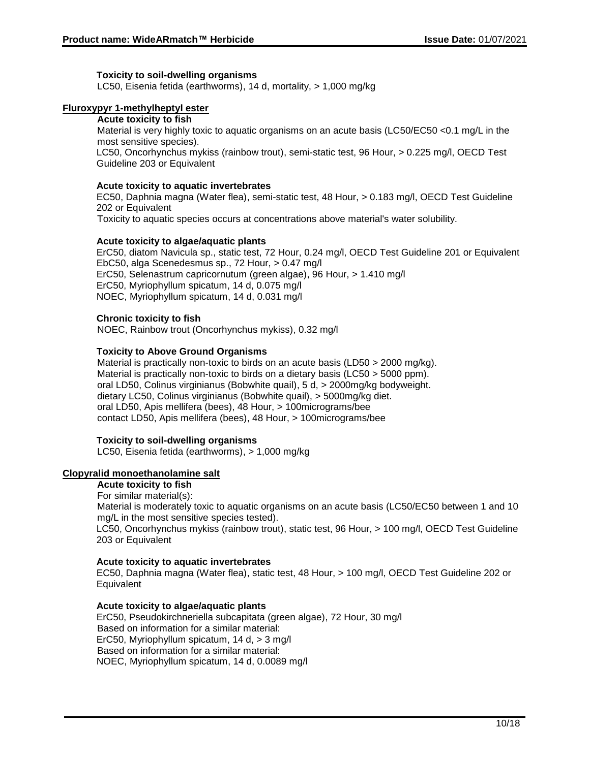**Toxicity to soil-dwelling organisms**

LC50, Eisenia fetida (earthworms), 14 d, mortality, > 1,000 mg/kg

## Fluroxypyr 1-methylheptyl ester

**Acute toxicity to fish**

Material is very highly toxic to aquatic organisms on an acute basis (LC50/EC50 <0.1 mg/L in the most sensitive species).

LC50, Oncorhynchus mykiss (rainbow trout), semi-static test, 96 Hour, > 0.225 mg/l, OECD Test Guideline 203 or Equivalent

**Acute toxicity to aquatic invertebrates**

EC50, Daphnia magna (Water flea), semi-static test, 48 Hour, > 0.183 mg/l, OECD Test Guideline 202 or Equivalent

Toxicity to aquatic species occurs at concentrations above material's water solubility.

**Acute toxicity to algae/aquatic plants**

ErC50, diatom Navicula sp., static test, 72 Hour, 0.24 mg/l, OECD Test Guideline 201 or Equivalent
EbC50, alga Scenedesmus sp., 72 Hour, > 0.47 mg/l
ErC50, Selenastrum capricornutum (green algae), 96 Hour, > 1.410 mg/l
ErC50, Myriophyllum spicatum, 14 d, 0.075 mg/l
NOEC, Myriophyllum spicatum, 14 d, 0.031 mg/l

**Chronic toxicity to fish**

NOEC, Rainbow trout (Oncorhynchus mykiss), 0.32 mg/l

**Toxicity to Above Ground Organisms**

Material is practically non-toxic to birds on an acute basis (LD50 > 2000 mg/kg).
Material is practically non-toxic to birds on a dietary basis (LC50 > 5000 ppm).
oral LD50, Colinus virginianus (Bobwhite quail), 5 d, > 2000mg/kg bodyweight.
dietary LC50, Colinus virginianus (Bobwhite quail), > 5000mg/kg diet.
oral LD50, Apis mellifera (bees), 48 Hour, > 100micrograms/bee
contact LD50, Apis mellifera (bees), 48 Hour, > 100micrograms/bee

**Toxicity to soil-dwelling organisms**

LC50, Eisenia fetida (earthworms), > 1,000 mg/kg

## Clopyralid monoethanolamine salt

**Acute toxicity to fish**

For similar material(s):

Material is moderately toxic to aquatic organisms on an acute basis (LC50/EC50 between 1 and 10 mg/L in the most sensitive species tested).

LC50, Oncorhynchus mykiss (rainbow trout), static test, 96 Hour, > 100 mg/l, OECD Test Guideline 203 or Equivalent

**Acute toxicity to aquatic invertebrates**

EC50, Daphnia magna (Water flea), static test, 48 Hour, > 100 mg/l, OECD Test Guideline 202 or Equivalent

**Acute toxicity to algae/aquatic plants**

ErC50, Pseudokirchneriella subcapitata (green algae), 72 Hour, 30 mg/l
Based on information for a similar material:
ErC50, Myriophyllum spicatum, 14 d, > 3 mg/l
Based on information for a similar material:
NOEC, Myriophyllum spicatum, 14 d, 0.0089 mg/l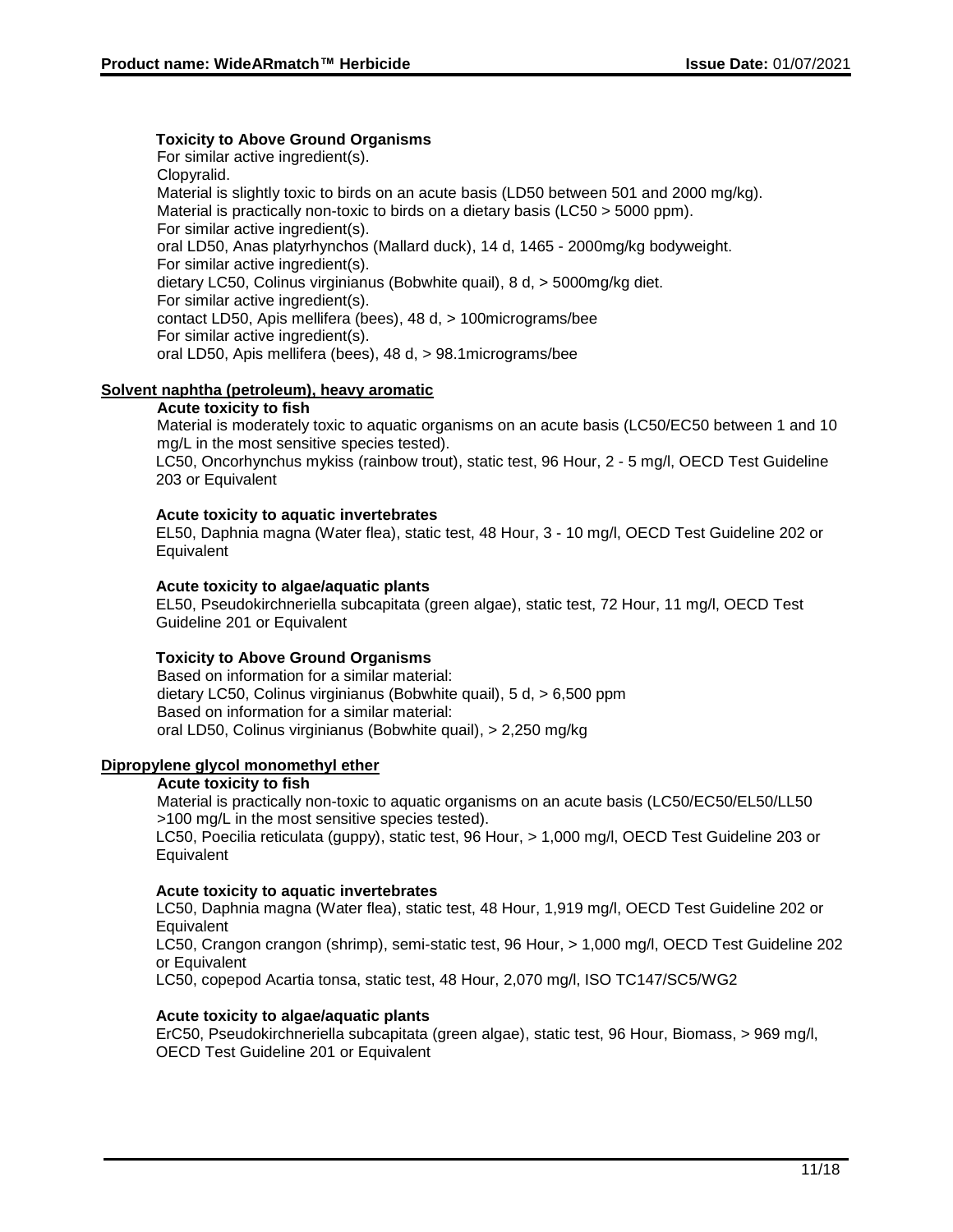**Toxicity to Above Ground Organisms**

For similar active ingredient(s).
Clopyralid.
Material is slightly toxic to birds on an acute basis (LD50 between 501 and 2000 mg/kg).
Material is practically non-toxic to birds on a dietary basis (LC50 > 5000 ppm).
For similar active ingredient(s).
oral LD50, Anas platyrhynchos (Mallard duck), 14 d, 1465 - 2000mg/kg bodyweight.
For similar active ingredient(s).
dietary LC50, Colinus virginianus (Bobwhite quail), 8 d, > 5000mg/kg diet.
For similar active ingredient(s).
contact LD50, Apis mellifera (bees), 48 d, > 100micrograms/bee
For similar active ingredient(s).
oral LD50, Apis mellifera (bees), 48 d, > 98.1micrograms/bee

## Solvent naphtha (petroleum), heavy aromatic

**Acute toxicity to fish**

Material is moderately toxic to aquatic organisms on an acute basis (LC50/EC50 between 1 and 10 mg/L in the most sensitive species tested).
LC50, Oncorhynchus mykiss (rainbow trout), static test, 96 Hour, 2 - 5 mg/l, OECD Test Guideline 203 or Equivalent

**Acute toxicity to aquatic invertebrates**

EL50, Daphnia magna (Water flea), static test, 48 Hour, 3 - 10 mg/l, OECD Test Guideline 202 or Equivalent

**Acute toxicity to algae/aquatic plants**

EL50, Pseudokirchneriella subcapitata (green algae), static test, 72 Hour, 11 mg/l, OECD Test Guideline 201 or Equivalent

**Toxicity to Above Ground Organisms**

Based on information for a similar material:
dietary LC50, Colinus virginianus (Bobwhite quail), 5 d, > 6,500 ppm
Based on information for a similar material:
oral LD50, Colinus virginianus (Bobwhite quail), > 2,250 mg/kg

## Dipropylene glycol monomethyl ether

**Acute toxicity to fish**

Material is practically non-toxic to aquatic organisms on an acute basis (LC50/EC50/EL50/LL50 >100 mg/L in the most sensitive species tested).
LC50, Poecilia reticulata (guppy), static test, 96 Hour, > 1,000 mg/l, OECD Test Guideline 203 or Equivalent

**Acute toxicity to aquatic invertebrates**

LC50, Daphnia magna (Water flea), static test, 48 Hour, 1,919 mg/l, OECD Test Guideline 202 or Equivalent
LC50, Crangon crangon (shrimp), semi-static test, 96 Hour, > 1,000 mg/l, OECD Test Guideline 202 or Equivalent
LC50, copepod Acartia tonsa, static test, 48 Hour, 2,070 mg/l, ISO TC147/SC5/WG2

**Acute toxicity to algae/aquatic plants**

ErC50, Pseudokirchneriella subcapitata (green algae), static test, 96 Hour, Biomass, > 969 mg/l, OECD Test Guideline 201 or Equivalent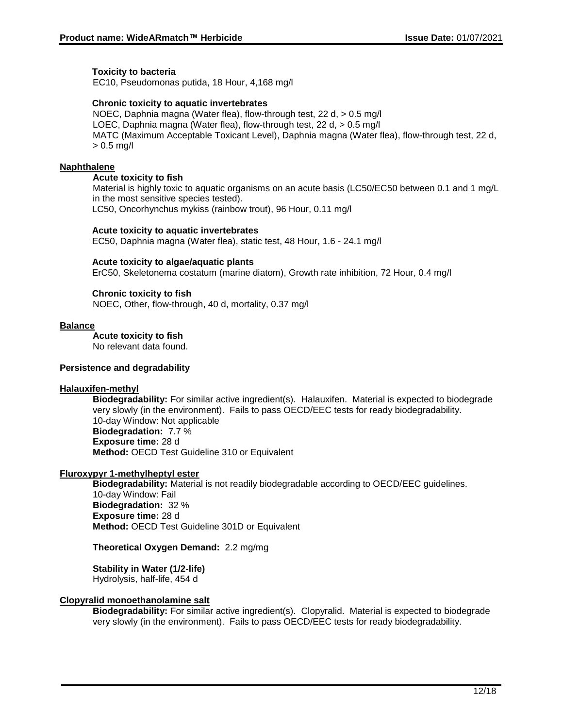**Toxicity to bacteria**

EC10, Pseudomonas putida, 18 Hour, 4,168 mg/l

**Chronic toxicity to aquatic invertebrates**

NOEC, Daphnia magna (Water flea), flow-through test, 22 d, > 0.5 mg/l
LOEC, Daphnia magna (Water flea), flow-through test, 22 d, > 0.5 mg/l
MATC (Maximum Acceptable Toxicant Level), Daphnia magna (Water flea), flow-through test, 22 d, > 0.5 mg/l

**Naphthalene**

**Acute toxicity to fish**

Material is highly toxic to aquatic organisms on an acute basis (LC50/EC50 between 0.1 and 1 mg/L in the most sensitive species tested).
LC50, Oncorhynchus mykiss (rainbow trout), 96 Hour, 0.11 mg/l

**Acute toxicity to aquatic invertebrates**

EC50, Daphnia magna (Water flea), static test, 48 Hour, 1.6 - 24.1 mg/l

**Acute toxicity to algae/aquatic plants**

ErC50, Skeletonema costatum (marine diatom), Growth rate inhibition, 72 Hour, 0.4 mg/l

**Chronic toxicity to fish**

NOEC, Other, flow-through, 40 d, mortality, 0.37 mg/l

**Balance**

**Acute toxicity to fish**

No relevant data found.

**Persistence and degradability**

**Halauxifen-methyl**

**Biodegradability:** For similar active ingredient(s). Halauxifen. Material is expected to biodegrade very slowly (in the environment). Fails to pass OECD/EEC tests for ready biodegradability.
10-day Window: Not applicable
**Biodegradation:** 7.7 %
**Exposure time:** 28 d
**Method:** OECD Test Guideline 310 or Equivalent

**Fluroxypyr 1-methylheptyl ester**

**Biodegradability:** Material is not readily biodegradable according to OECD/EEC guidelines.
10-day Window: Fail
**Biodegradation:** 32 %
**Exposure time:** 28 d
**Method:** OECD Test Guideline 301D or Equivalent

**Theoretical Oxygen Demand:** 2.2 mg/mg

**Stability in Water (1/2-life)**
Hydrolysis, half-life, 454 d

**Clopyralid monoethanolamine salt**

**Biodegradability:** For similar active ingredient(s). Clopyralid. Material is expected to biodegrade very slowly (in the environment). Fails to pass OECD/EEC tests for ready biodegradability.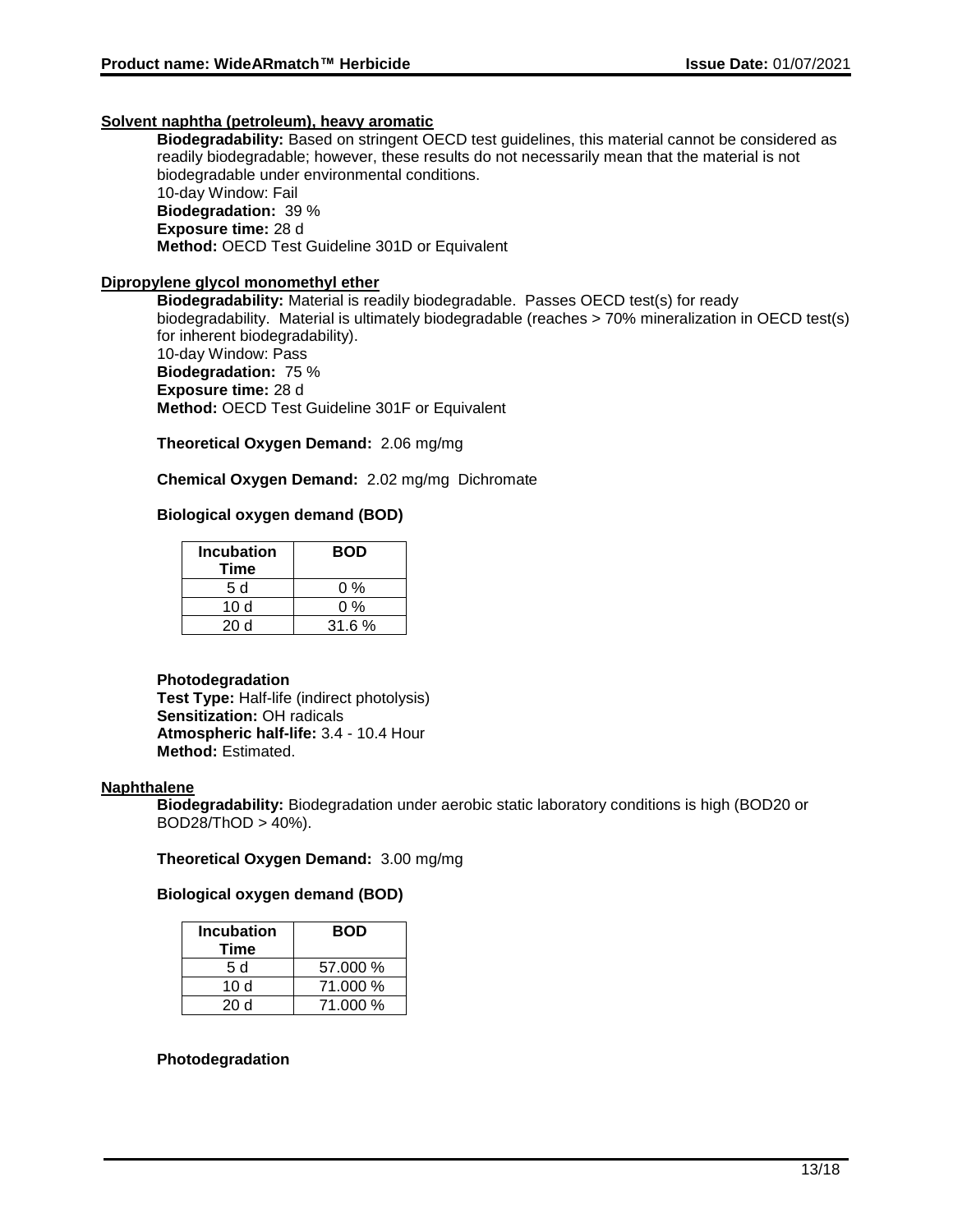**Solvent naphtha (petroleum), heavy aromatic**

**Biodegradability:** Based on stringent OECD test guidelines, this material cannot be considered as readily biodegradable; however, these results do not necessarily mean that the material is not biodegradable under environmental conditions.
10-day Window: Fail
**Biodegradation:** 39 %
**Exposure time:** 28 d
**Method:** OECD Test Guideline 301D or Equivalent

**Dipropylene glycol monomethyl ether**

**Biodegradability:** Material is readily biodegradable. Passes OECD test(s) for ready biodegradability. Material is ultimately biodegradable (reaches > 70% mineralization in OECD test(s) for inherent biodegradability).
10-day Window: Pass
**Biodegradation:** 75 %
**Exposure time:** 28 d
**Method:** OECD Test Guideline 301F or Equivalent

**Theoretical Oxygen Demand:** 2.06 mg/mg

**Chemical Oxygen Demand:** 2.02 mg/mg Dichromate

**Biological oxygen demand (BOD)**

| Incubation Time | BOD |
|---|---|
| 5 d | 0 % |
| 10 d | 0 % |
| 20 d | 31.6 % |

**Photodegradation**
**Test Type:** Half-life (indirect photolysis)
**Sensitization:** OH radicals
**Atmospheric half-life:** 3.4 - 10.4 Hour
**Method:** Estimated.

**Naphthalene**

**Biodegradability:** Biodegradation under aerobic static laboratory conditions is high (BOD20 or BOD28/ThOD > 40%).

**Theoretical Oxygen Demand:** 3.00 mg/mg

**Biological oxygen demand (BOD)**

| Incubation Time | BOD |
|---|---|
| 5 d | 57.000 % |
| 10 d | 71.000 % |
| 20 d | 71.000 % |

**Photodegradation**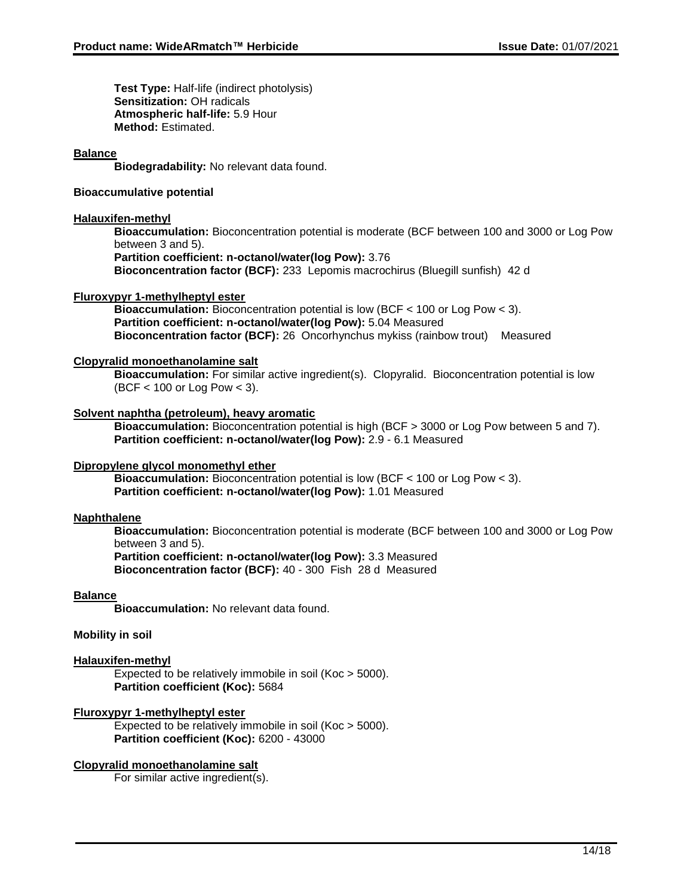**Test Type:** Half-life (indirect photolysis)
**Sensitization:** OH radicals
**Atmospheric half-life:** 5.9 Hour
**Method:** Estimated.

**Balance**

**Biodegradability:** No relevant data found.

**Bioaccumulative potential**

**Halauxifen-methyl**

**Bioaccumulation:** Bioconcentration potential is moderate (BCF between 100 and 3000 or Log Pow between 3 and 5).
**Partition coefficient: n-octanol/water(log Pow):** 3.76
**Bioconcentration factor (BCF):** 233 Lepomis macrochirus (Bluegill sunfish) 42 d

**Fluroxypyr 1-methylheptyl ester**

**Bioaccumulation:** Bioconcentration potential is low (BCF < 100 or Log Pow < 3).
**Partition coefficient: n-octanol/water(log Pow):** 5.04 Measured
**Bioconcentration factor (BCF):** 26 Oncorhynchus mykiss (rainbow trout) Measured

**Clopyralid monoethanolamine salt**

**Bioaccumulation:** For similar active ingredient(s). Clopyralid. Bioconcentration potential is low (BCF < 100 or Log Pow < 3).

**Solvent naphtha (petroleum), heavy aromatic**

**Bioaccumulation:** Bioconcentration potential is high (BCF > 3000 or Log Pow between 5 and 7).
**Partition coefficient: n-octanol/water(log Pow):** 2.9 - 6.1 Measured

**Dipropylene glycol monomethyl ether**

**Bioaccumulation:** Bioconcentration potential is low (BCF < 100 or Log Pow < 3).
**Partition coefficient: n-octanol/water(log Pow):** 1.01 Measured

**Naphthalene**

**Bioaccumulation:** Bioconcentration potential is moderate (BCF between 100 and 3000 or Log Pow between 3 and 5).
**Partition coefficient: n-octanol/water(log Pow):** 3.3 Measured
**Bioconcentration factor (BCF):** 40 - 300 Fish 28 d Measured

**Balance**

**Bioaccumulation:** No relevant data found.

**Mobility in soil**

**Halauxifen-methyl**

Expected to be relatively immobile in soil (Koc > 5000).
**Partition coefficient (Koc):** 5684

**Fluroxypyr 1-methylheptyl ester**

Expected to be relatively immobile in soil (Koc > 5000).
**Partition coefficient (Koc):** 6200 - 43000

**Clopyralid monoethanolamine salt**

For similar active ingredient(s).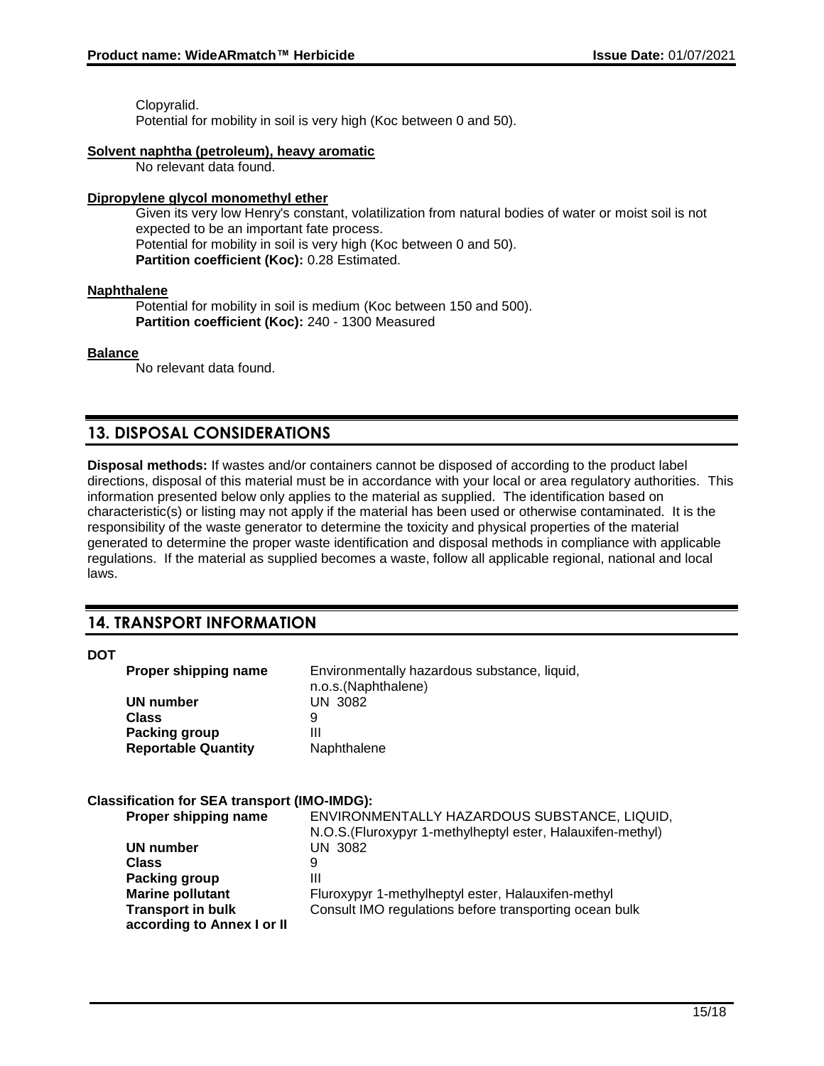Clopyralid.
Potential for mobility in soil is very high (Koc between 0 and 50).

**Solvent naphtha (petroleum), heavy aromatic**

No relevant data found.

**Dipropylene glycol monomethyl ether**

Given its very low Henry's constant, volatilization from natural bodies of water or moist soil is not expected to be an important fate process.
Potential for mobility in soil is very high (Koc between 0 and 50).
**Partition coefficient (Koc):** 0.28 Estimated.

**Naphthalene**

Potential for mobility in soil is medium (Koc between 150 and 500).
**Partition coefficient (Koc):** 240 - 1300 Measured

**Balance**

No relevant data found.

## 13. DISPOSAL CONSIDERATIONS

**Disposal methods:** If wastes and/or containers cannot be disposed of according to the product label directions, disposal of this material must be in accordance with your local or area regulatory authorities. This information presented below only applies to the material as supplied. The identification based on characteristic(s) or listing may not apply if the material has been used or otherwise contaminated. It is the responsibility of the waste generator to determine the toxicity and physical properties of the material generated to determine the proper waste identification and disposal methods in compliance with applicable regulations. If the material as supplied becomes a waste, follow all applicable regional, national and local laws.

## 14. TRANSPORT INFORMATION

**DOT**

| | |
|---|---|
| **Proper shipping name** | Environmentally hazardous substance, liquid, n.o.s.(Naphthalene) |
| **UN number** | UN 3082 |
| **Class** | 9 |
| **Packing group** | III |
| **Reportable Quantity** | Naphthalene |

**Classification for SEA transport (IMO-IMDG):**

| | |
|---|---|
| **Proper shipping name** | ENVIRONMENTALLY HAZARDOUS SUBSTANCE, LIQUID, N.O.S.(Fluroxypyr 1-methylheptyl ester, Halauxifen-methyl) |
| **UN number** | UN 3082 |
| **Class** | 9 |
| **Packing group** | III |
| **Marine pollutant** | Fluroxypyr 1-methylheptyl ester, Halauxifen-methyl |
| **Transport in bulk according to Annex I or II** | Consult IMO regulations before transporting ocean bulk |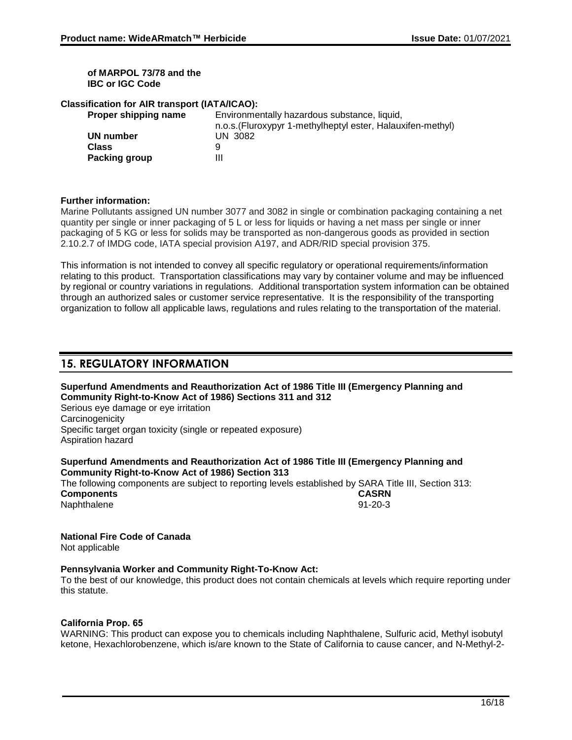**of MARPOL 73/78 and the IBC or IGC Code**

**Classification for AIR transport (IATA/ICAO):**

| | |
|---|---|
| **Proper shipping name** | Environmentally hazardous substance, liquid, n.o.s.(Fluroxypyr 1-methylheptyl ester, Halauxifen-methyl) |
| **UN number** | UN 3082 |
| **Class** | 9 |
| **Packing group** | III |

**Further information:**
Marine Pollutants assigned UN number 3077 and 3082 in single or combination packaging containing a net quantity per single or inner packaging of 5 L or less for liquids or having a net mass per single or inner packaging of 5 KG or less for solids may be transported as non-dangerous goods as provided in section 2.10.2.7 of IMDG code, IATA special provision A197, and ADR/RID special provision 375.

This information is not intended to convey all specific regulatory or operational requirements/information relating to this product. Transportation classifications may vary by container volume and may be influenced by regional or country variations in regulations. Additional transportation system information can be obtained through an authorized sales or customer service representative. It is the responsibility of the transporting organization to follow all applicable laws, regulations and rules relating to the transportation of the material.

## 15. REGULATORY INFORMATION

**Superfund Amendments and Reauthorization Act of 1986 Title III (Emergency Planning and Community Right-to-Know Act of 1986) Sections 311 and 312**
Serious eye damage or eye irritation
Carcinogenicity
Specific target organ toxicity (single or repeated exposure)
Aspiration hazard

**Superfund Amendments and Reauthorization Act of 1986 Title III (Emergency Planning and Community Right-to-Know Act of 1986) Section 313**
The following components are subject to reporting levels established by SARA Title III, Section 313:

| **Components** | **CASRN** |
|---|---|
| Naphthalene | 91-20-3 |

**National Fire Code of Canada**
Not applicable

**Pennsylvania Worker and Community Right-To-Know Act:**
To the best of our knowledge, this product does not contain chemicals at levels which require reporting under this statute.

**California Prop. 65**
WARNING: This product can expose you to chemicals including Naphthalene, Sulfuric acid, Methyl isobutyl ketone, Hexachlorobenzene, which is/are known to the State of California to cause cancer, and N-Methyl-2-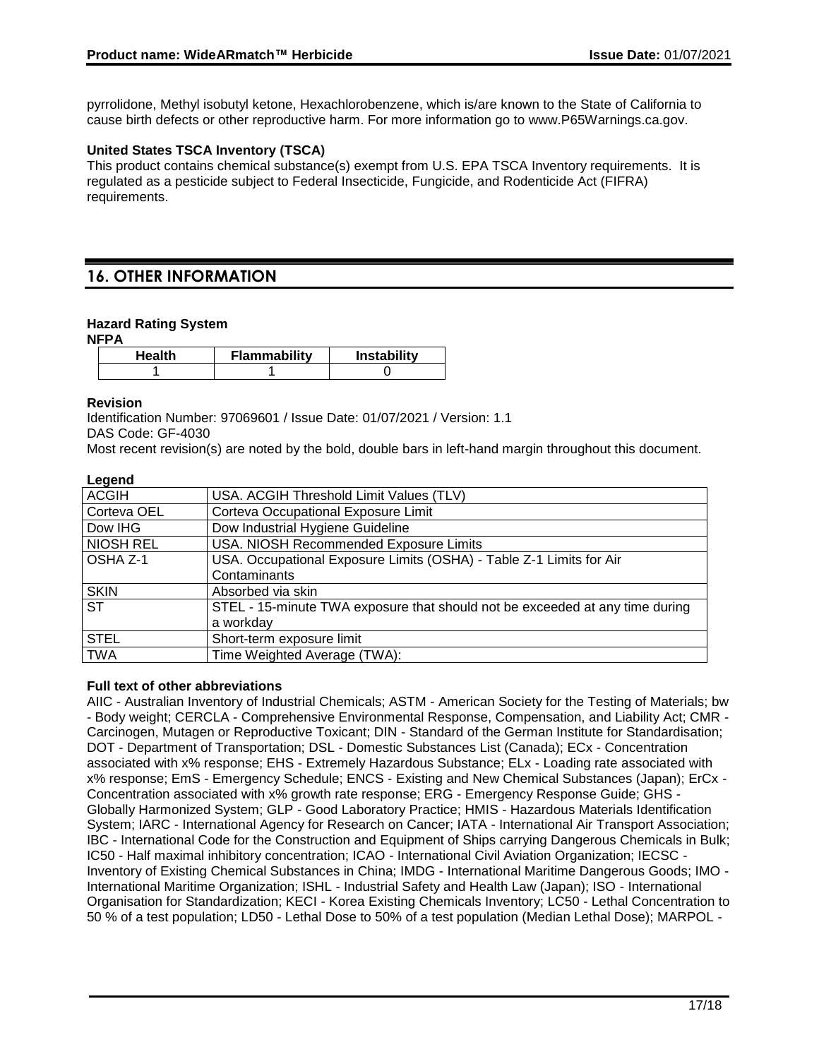pyrrolidone, Methyl isobutyl ketone, Hexachlorobenzene, which is/are known to the State of California to cause birth defects or other reproductive harm. For more information go to www.P65Warnings.ca.gov.

**United States TSCA Inventory (TSCA)**

This product contains chemical substance(s) exempt from U.S. EPA TSCA Inventory requirements. It is regulated as a pesticide subject to Federal Insecticide, Fungicide, and Rodenticide Act (FIFRA) requirements.

## 16. OTHER INFORMATION

**Hazard Rating System**

**NFPA**

| Health | Flammability | Instability |
|---|---|---|
| 1 | 1 | 0 |

**Revision**

Identification Number: 97069601 / Issue Date: 01/07/2021 / Version: 1.1

DAS Code: GF-4030

Most recent revision(s) are noted by the bold, double bars in left-hand margin throughout this document.

**Legend**

| | |
|---|---|
| ACGIH | USA. ACGIH Threshold Limit Values (TLV) |
| Corteva OEL | Corteva Occupational Exposure Limit |
| Dow IHG | Dow Industrial Hygiene Guideline |
| NIOSH REL | USA. NIOSH Recommended Exposure Limits |
| OSHA Z-1 | USA. Occupational Exposure Limits (OSHA) - Table Z-1 Limits for Air Contaminants |
| SKIN | Absorbed via skin |
| ST | STEL - 15-minute TWA exposure that should not be exceeded at any time during a workday |
| STEL | Short-term exposure limit |
| TWA | Time Weighted Average (TWA): |

**Full text of other abbreviations**

AIIC - Australian Inventory of Industrial Chemicals; ASTM - American Society for the Testing of Materials; bw - Body weight; CERCLA - Comprehensive Environmental Response, Compensation, and Liability Act; CMR - Carcinogen, Mutagen or Reproductive Toxicant; DIN - Standard of the German Institute for Standardisation; DOT - Department of Transportation; DSL - Domestic Substances List (Canada); ECx - Concentration associated with x% response; EHS - Extremely Hazardous Substance; ELx - Loading rate associated with x% response; EmS - Emergency Schedule; ENCS - Existing and New Chemical Substances (Japan); ErCx - Concentration associated with x% growth rate response; ERG - Emergency Response Guide; GHS - Globally Harmonized System; GLP - Good Laboratory Practice; HMIS - Hazardous Materials Identification System; IARC - International Agency for Research on Cancer; IATA - International Air Transport Association; IBC - International Code for the Construction and Equipment of Ships carrying Dangerous Chemicals in Bulk; IC50 - Half maximal inhibitory concentration; ICAO - International Civil Aviation Organization; IECSC - Inventory of Existing Chemical Substances in China; IMDG - International Maritime Dangerous Goods; IMO - International Maritime Organization; ISHL - Industrial Safety and Health Law (Japan); ISO - International Organisation for Standardization; KECI - Korea Existing Chemicals Inventory; LC50 - Lethal Concentration to 50 % of a test population; LD50 - Lethal Dose to 50% of a test population (Median Lethal Dose); MARPOL -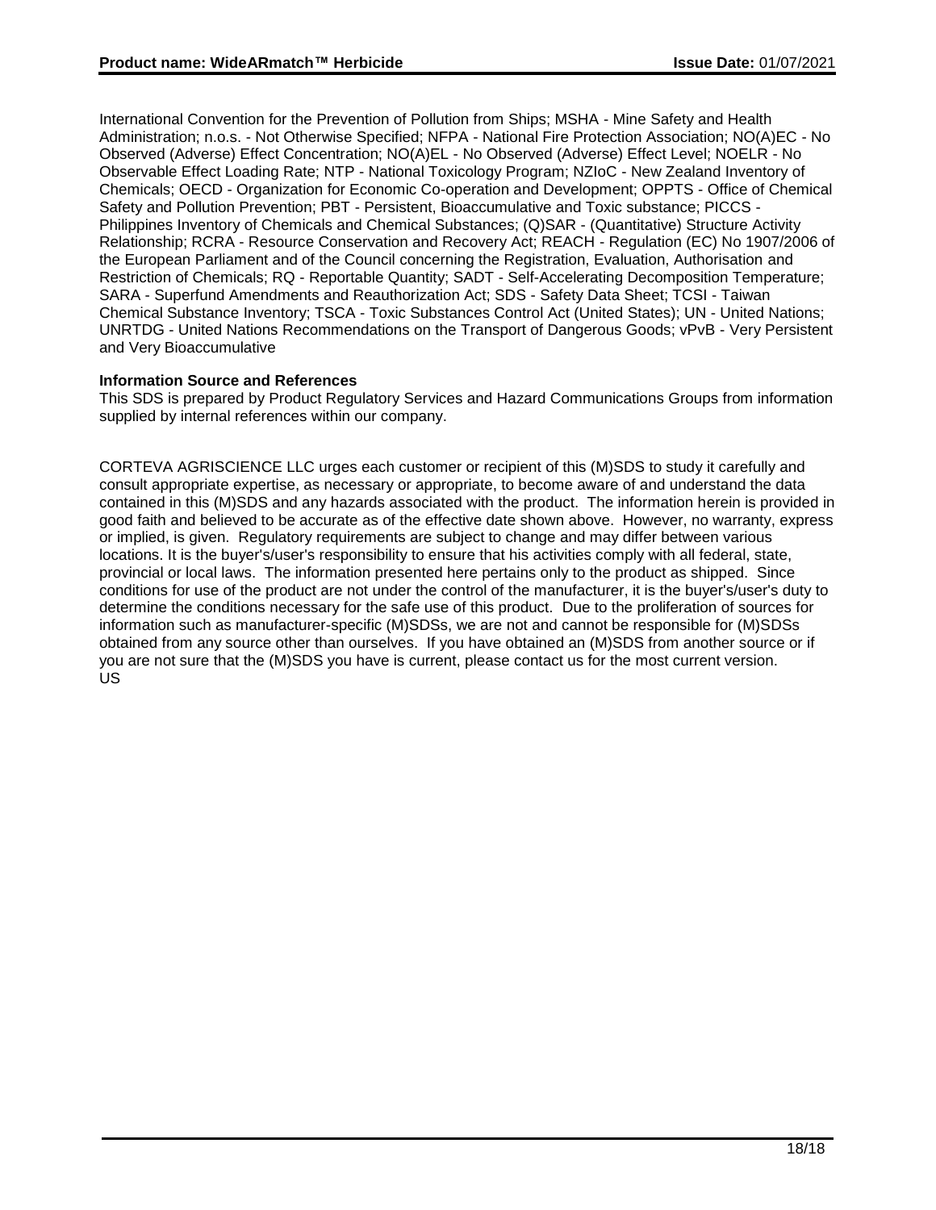International Convention for the Prevention of Pollution from Ships; MSHA - Mine Safety and Health Administration; n.o.s. - Not Otherwise Specified; NFPA - National Fire Protection Association; NO(A)EC - No Observed (Adverse) Effect Concentration; NO(A)EL - No Observed (Adverse) Effect Level; NOELR - No Observable Effect Loading Rate; NTP - National Toxicology Program; NZIoC - New Zealand Inventory of Chemicals; OECD - Organization for Economic Co-operation and Development; OPPTS - Office of Chemical Safety and Pollution Prevention; PBT - Persistent, Bioaccumulative and Toxic substance; PICCS - Philippines Inventory of Chemicals and Chemical Substances; (Q)SAR - (Quantitative) Structure Activity Relationship; RCRA - Resource Conservation and Recovery Act; REACH - Regulation (EC) No 1907/2006 of the European Parliament and of the Council concerning the Registration, Evaluation, Authorisation and Restriction of Chemicals; RQ - Reportable Quantity; SADT - Self-Accelerating Decomposition Temperature; SARA - Superfund Amendments and Reauthorization Act; SDS - Safety Data Sheet; TCSI - Taiwan Chemical Substance Inventory; TSCA - Toxic Substances Control Act (United States); UN - United Nations; UNRTDG - United Nations Recommendations on the Transport of Dangerous Goods; vPvB - Very Persistent and Very Bioaccumulative

**Information Source and References**

This SDS is prepared by Product Regulatory Services and Hazard Communications Groups from information supplied by internal references within our company.

CORTEVA AGRISCIENCE LLC urges each customer or recipient of this (M)SDS to study it carefully and consult appropriate expertise, as necessary or appropriate, to become aware of and understand the data contained in this (M)SDS and any hazards associated with the product. The information herein is provided in good faith and believed to be accurate as of the effective date shown above. However, no warranty, express or implied, is given. Regulatory requirements are subject to change and may differ between various locations. It is the buyer's/user's responsibility to ensure that his activities comply with all federal, state, provincial or local laws. The information presented here pertains only to the product as shipped. Since conditions for use of the product are not under the control of the manufacturer, it is the buyer's/user's duty to determine the conditions necessary for the safe use of this product. Due to the proliferation of sources for information such as manufacturer-specific (M)SDSs, we are not and cannot be responsible for (M)SDSs obtained from any source other than ourselves. If you have obtained an (M)SDS from another source or if you are not sure that the (M)SDS you have is current, please contact us for the most current version.
US